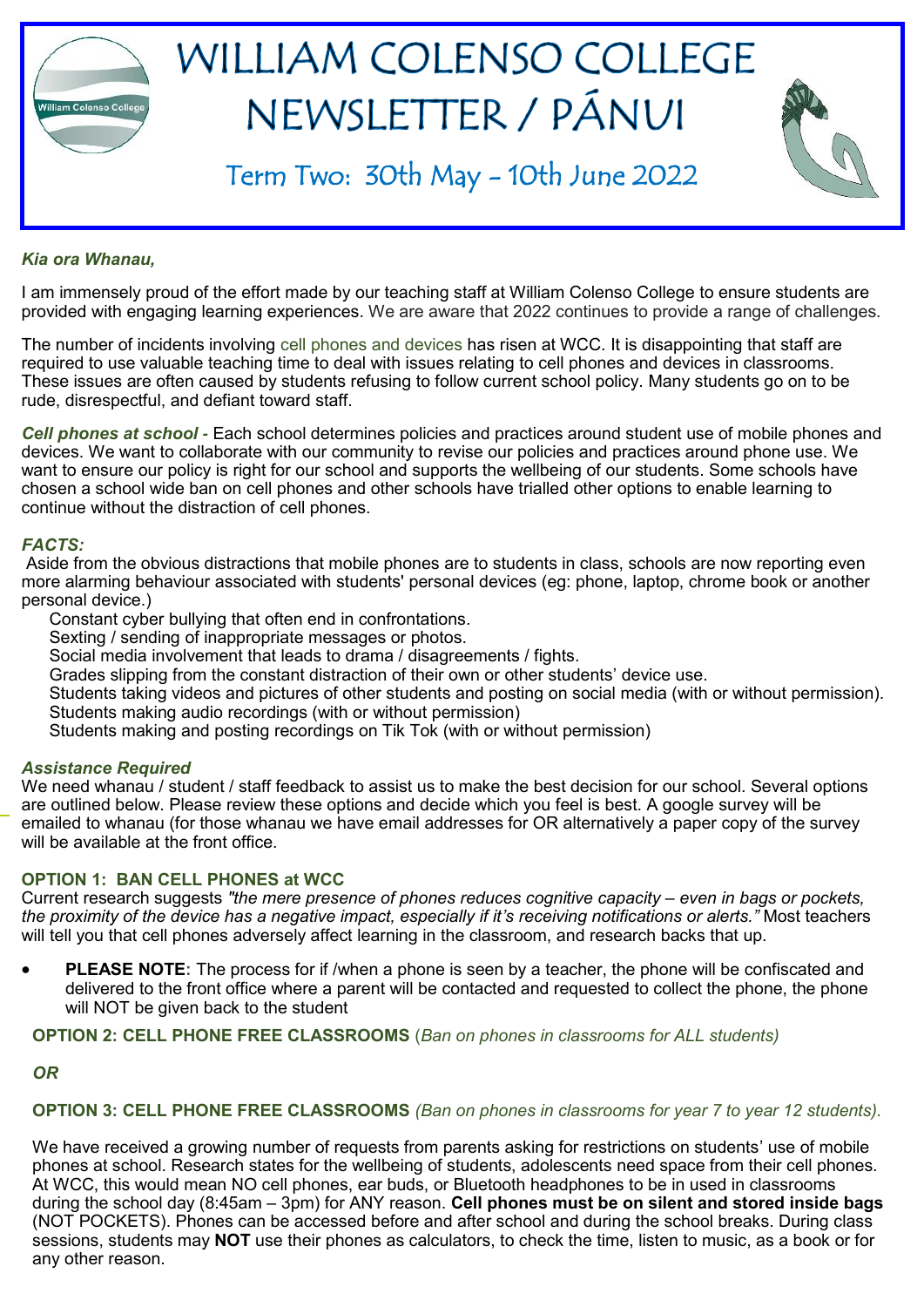# WILLIAM COLENSO COLLEGE NEWSLETTER / PÁNUI

## Term Two: 30th May - 10th June 2022

***Kia ora Whanau,***

I am immensely proud of the effort made by our teaching staff at William Colenso College to ensure students are provided with engaging learning experiences. We are aware that 2022 continues to provide a range of challenges.

The number of incidents involving cell phones and devices has risen at WCC. It is disappointing that staff are required to use valuable teaching time to deal with issues relating to cell phones and devices in classrooms. These issues are often caused by students refusing to follow current school policy. Many students go on to be rude, disrespectful, and defiant toward staff.

***Cell phones at school -*** Each school determines policies and practices around student use of mobile phones and devices. We want to collaborate with our community to revise our policies and practices around phone use. We want to ensure our policy is right for our school and supports the wellbeing of our students. Some schools have chosen a school wide ban on cell phones and other schools have trialled other options to enable learning to continue without the distraction of cell phones.

***FACTS:***

Aside from the obvious distractions that mobile phones are to students in class, schools are now reporting even more alarming behaviour associated with students' personal devices (eg: phone, laptop, chrome book or another personal device.)

- Constant cyber bullying that often end in confrontations.
- Sexting / sending of inappropriate messages or photos.
- Social media involvement that leads to drama / disagreements / fights.
- Grades slipping from the constant distraction of their own or other students' device use.
- Students taking videos and pictures of other students and posting on social media (with or without permission).
- Students making audio recordings (with or without permission)
- Students making and posting recordings on Tik Tok (with or without permission)

***Assistance Required***

We need whanau / student / staff feedback to assist us to make the best decision for our school. Several options are outlined below. Please review these options and decide which you feel is best. A google survey will be emailed to whanau (for those whanau we have email addresses for OR alternatively a paper copy of the survey will be available at the front office.

**OPTION 1: BAN CELL PHONES at WCC**

Current research suggests *"the mere presence of phones reduces cognitive capacity – even in bags or pockets, the proximity of the device has a negative impact, especially if it's receiving notifications or alerts."* Most teachers will tell you that cell phones adversely affect learning in the classroom, and research backs that up.

- **PLEASE NOTE:** The process for if /when a phone is seen by a teacher, the phone will be confiscated and delivered to the front office where a parent will be contacted and requested to collect the phone, the phone will NOT be given back to the student

**OPTION 2: CELL PHONE FREE CLASSROOMS** (*Ban on phones in classrooms for ALL students)*

***OR***

**OPTION 3: CELL PHONE FREE CLASSROOMS** *(Ban on phones in classrooms for year 7 to year 12 students).*

We have received a growing number of requests from parents asking for restrictions on students' use of mobile phones at school. Research states for the wellbeing of students, adolescents need space from their cell phones. At WCC, this would mean NO cell phones, ear buds, or Bluetooth headphones to be in used in classrooms during the school day (8:45am – 3pm) for ANY reason. **Cell phones must be on silent and stored inside bags** (NOT POCKETS). Phones can be accessed before and after school and during the school breaks. During class sessions, students may **NOT** use their phones as calculators, to check the time, listen to music, as a book or for any other reason.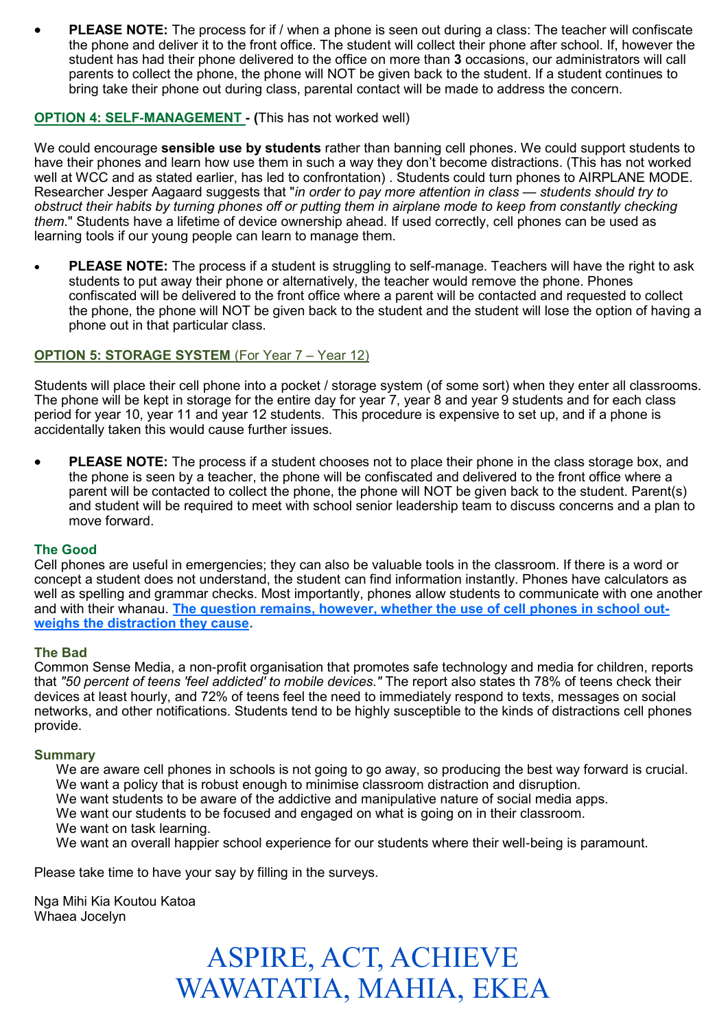- **PLEASE NOTE:** The process for if / when a phone is seen out during a class: The teacher will confiscate the phone and deliver it to the front office. The student will collect their phone after school. If, however the student has had their phone delivered to the office on more than **3** occasions, our administrators will call parents to collect the phone, the phone will NOT be given back to the student. If a student continues to bring take their phone out during class, parental contact will be made to address the concern.

**OPTION 4: SELF-MANAGEMENT - (**This has not worked well)

We could encourage **sensible use by students** rather than banning cell phones. We could support students to have their phones and learn how use them in such a way they don't become distractions. (This has not worked well at WCC and as stated earlier, has led to confrontation) . Students could turn phones to AIRPLANE MODE. Researcher Jesper Aagaard suggests that "*in order to pay more attention in class — students should try to obstruct their habits by turning phones off or putting them in airplane mode to keep from constantly checking them*." Students have a lifetime of device ownership ahead. If used correctly, cell phones can be used as learning tools if our young people can learn to manage them.

- **PLEASE NOTE:** The process if a student is struggling to self-manage. Teachers will have the right to ask students to put away their phone or alternatively, the teacher would remove the phone. Phones confiscated will be delivered to the front office where a parent will be contacted and requested to collect the phone, the phone will NOT be given back to the student and the student will lose the option of having a phone out in that particular class.

**OPTION 5: STORAGE SYSTEM** (For Year 7 – Year 12)

Students will place their cell phone into a pocket / storage system (of some sort) when they enter all classrooms. The phone will be kept in storage for the entire day for year 7, year 8 and year 9 students and for each class period for year 10, year 11 and year 12 students. This procedure is expensive to set up, and if a phone is accidentally taken this would cause further issues.

- **PLEASE NOTE:** The process if a student chooses not to place their phone in the class storage box, and the phone is seen by a teacher, the phone will be confiscated and delivered to the front office where a parent will be contacted to collect the phone, the phone will NOT be given back to the student. Parent(s) and student will be required to meet with school senior leadership team to discuss concerns and a plan to move forward.

**The Good**

Cell phones are useful in emergencies; they can also be valuable tools in the classroom. If there is a word or concept a student does not understand, the student can find information instantly. Phones have calculators as well as spelling and grammar checks. Most importantly, phones allow students to communicate with one another and with their whanau. **The question remains, however, whether the use of cell phones in school out-weighs the distraction they cause.**

**The Bad**

Common Sense Media, a non-profit organisation that promotes safe technology and media for children, reports that *"50 percent of teens 'feel addicted' to mobile devices."* The report also states th 78% of teens check their devices at least hourly, and 72% of teens feel the need to immediately respond to texts, messages on social networks, and other notifications. Students tend to be highly susceptible to the kinds of distractions cell phones provide.

**Summary**

We are aware cell phones in schools is not going to go away, so producing the best way forward is crucial.
We want a policy that is robust enough to minimise classroom distraction and disruption.
We want students to be aware of the addictive and manipulative nature of social media apps.
We want our students to be focused and engaged on what is going on in their classroom.
We want on task learning.
We want an overall happier school experience for our students where their well-being is paramount.

Please take time to have your say by filling in the surveys.

Nga Mihi Kia Koutou Katoa
Whaea Jocelyn

ASPIRE, ACT, ACHIEVE
WAWATATIA, MAHIA, EKEA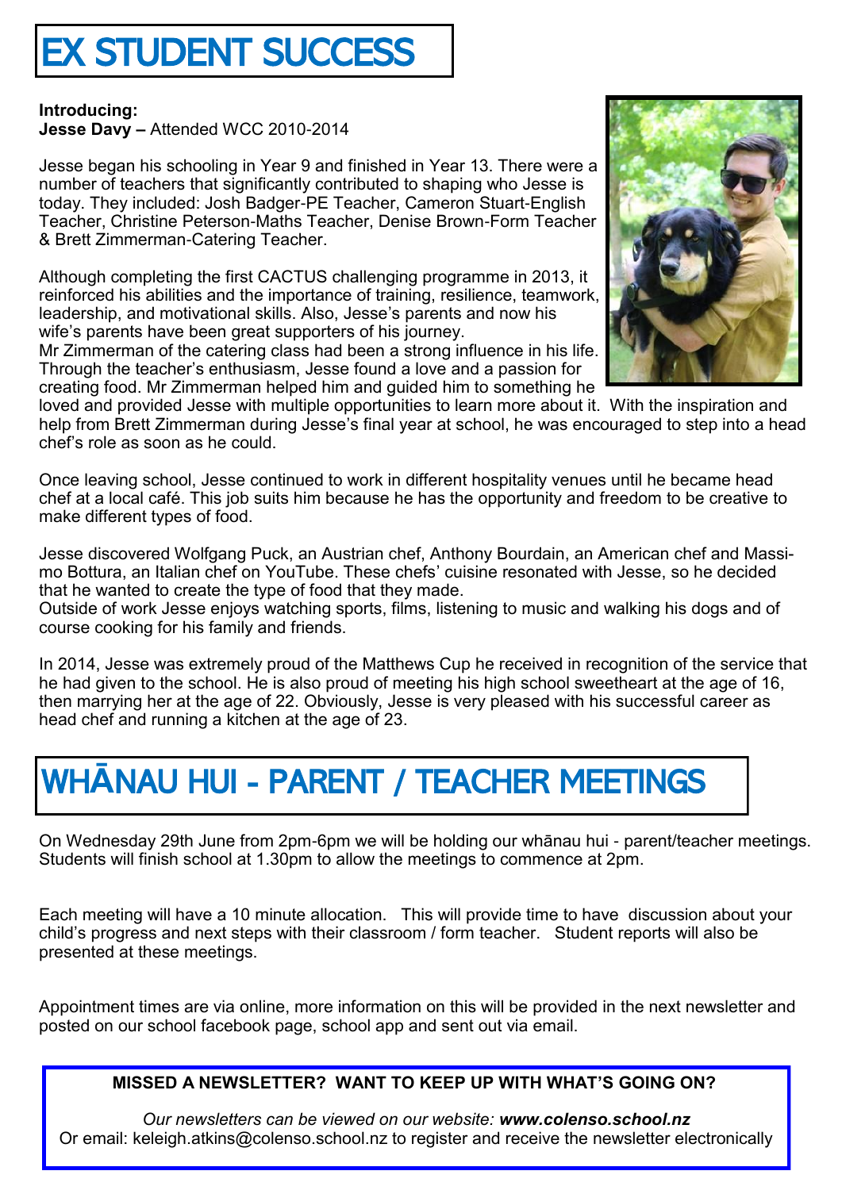# EX STUDENT SUCCESS

**Introducing:**
**Jesse Davy –** Attended WCC 2010-2014

Jesse began his schooling in Year 9 and finished in Year 13. There were a number of teachers that significantly contributed to shaping who Jesse is today. They included: Josh Badger-PE Teacher, Cameron Stuart-English Teacher, Christine Peterson-Maths Teacher, Denise Brown-Form Teacher & Brett Zimmerman-Catering Teacher.

Although completing the first CACTUS challenging programme in 2013, it reinforced his abilities and the importance of training, resilience, teamwork, leadership, and motivational skills. Also, Jesse's parents and now his wife's parents have been great supporters of his journey.
Mr Zimmerman of the catering class had been a strong influence in his life. Through the teacher's enthusiasm, Jesse found a love and a passion for creating food. Mr Zimmerman helped him and guided him to something he loved and provided Jesse with multiple opportunities to learn more about it. With the inspiration and help from Brett Zimmerman during Jesse's final year at school, he was encouraged to step into a head chef's role as soon as he could.

Once leaving school, Jesse continued to work in different hospitality venues until he became head chef at a local café. This job suits him because he has the opportunity and freedom to be creative to make different types of food.

Jesse discovered Wolfgang Puck, an Austrian chef, Anthony Bourdain, an American chef and Massimo Bottura, an Italian chef on YouTube. These chefs' cuisine resonated with Jesse, so he decided that he wanted to create the type of food that they made.
Outside of work Jesse enjoys watching sports, films, listening to music and walking his dogs and of course cooking for his family and friends.

In 2014, Jesse was extremely proud of the Matthews Cup he received in recognition of the service that he had given to the school. He is also proud of meeting his high school sweetheart at the age of 16, then marrying her at the age of 22. Obviously, Jesse is very pleased with his successful career as head chef and running a kitchen at the age of 23.

# WHĀNAU HUI - PARENT / TEACHER MEETINGS

On Wednesday 29th June from 2pm-6pm we will be holding our whānau hui - parent/teacher meetings. Students will finish school at 1.30pm to allow the meetings to commence at 2pm.

Each meeting will have a 10 minute allocation. This will provide time to have discussion about your child's progress and next steps with their classroom / form teacher. Student reports will also be presented at these meetings.

Appointment times are via online, more information on this will be provided in the next newsletter and posted on our school facebook page, school app and sent out via email.

**MISSED A NEWSLETTER? WANT TO KEEP UP WITH WHAT'S GOING ON?**

*Our newsletters can be viewed on our website:* ***www.colenso.school.nz***
Or email: keleigh.atkins@colenso.school.nz to register and receive the newsletter electronically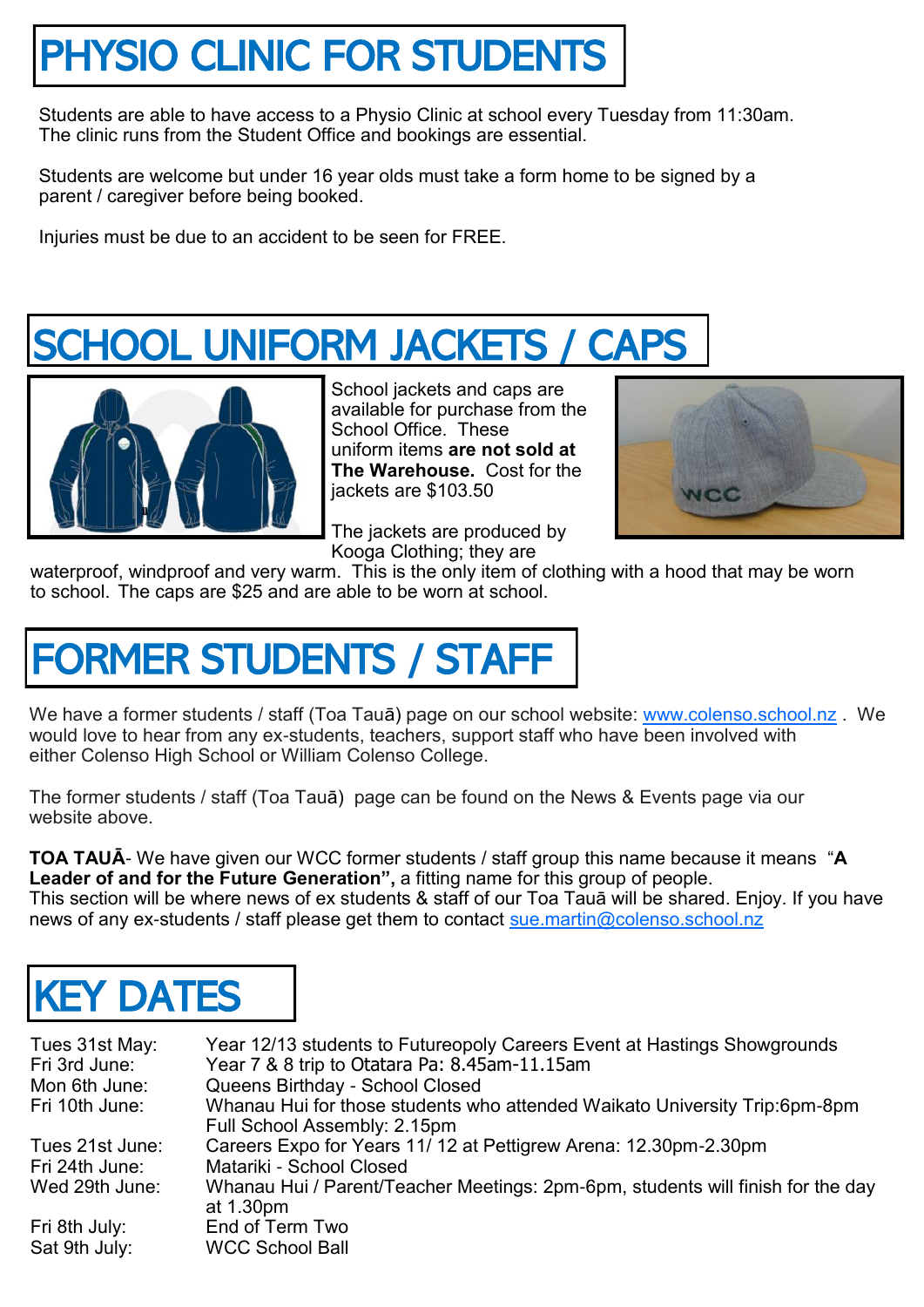# PHYSIO CLINIC FOR STUDENTS

Students are able to have access to a Physio Clinic at school every Tuesday from 11:30am. The clinic runs from the Student Office and bookings are essential.

Students are welcome but under 16 year olds must take a form home to be signed by a parent / caregiver before being booked.

Injuries must be due to an accident to be seen for FREE.

# SCHOOL UNIFORM JACKETS / CAPS

School jackets and caps are available for purchase from the School Office. These uniform items **are not sold at The Warehouse.** Cost for the jackets are $103.50

The jackets are produced by Kooga Clothing; they are waterproof, windproof and very warm. This is the only item of clothing with a hood that may be worn to school. The caps are $25 and are able to be worn at school.

# FORMER STUDENTS / STAFF

We have a former students / staff (Toa Tauā) page on our school website: www.colenso.school.nz . We would love to hear from any ex-students, teachers, support staff who have been involved with either Colenso High School or William Colenso College.

The former students / staff (Toa Tauā) page can be found on the News & Events page via our website above.

**TOA TAUĀ**- We have given our WCC former students / staff group this name because it means "**A Leader of and for the Future Generation",** a fitting name for this group of people.
This section will be where news of ex students & staff of our Toa Tauā will be shared. Enjoy. If you have news of any ex-students / staff please get them to contact sue.martin@colenso.school.nz

# KEY DATES

| | |
|---|---|
| Tues 31st May: | Year 12/13 students to Futureopoly Careers Event at Hastings Showgrounds |
| Fri 3rd June: | Year 7 & 8 trip to Otatara Pa: 8.45am-11.15am |
| Mon 6th June: | Queens Birthday - School Closed |
| Fri 10th June: | Whanau Hui for those students who attended Waikato University Trip:6pm-8pm<br>Full School Assembly: 2.15pm |
| Tues 21st June: | Careers Expo for Years 11/ 12 at Pettigrew Arena: 12.30pm-2.30pm |
| Fri 24th June: | Matariki - School Closed |
| Wed 29th June: | Whanau Hui / Parent/Teacher Meetings: 2pm-6pm, students will finish for the day at 1.30pm |
| Fri 8th July: | End of Term Two |
| Sat 9th July: | WCC School Ball |